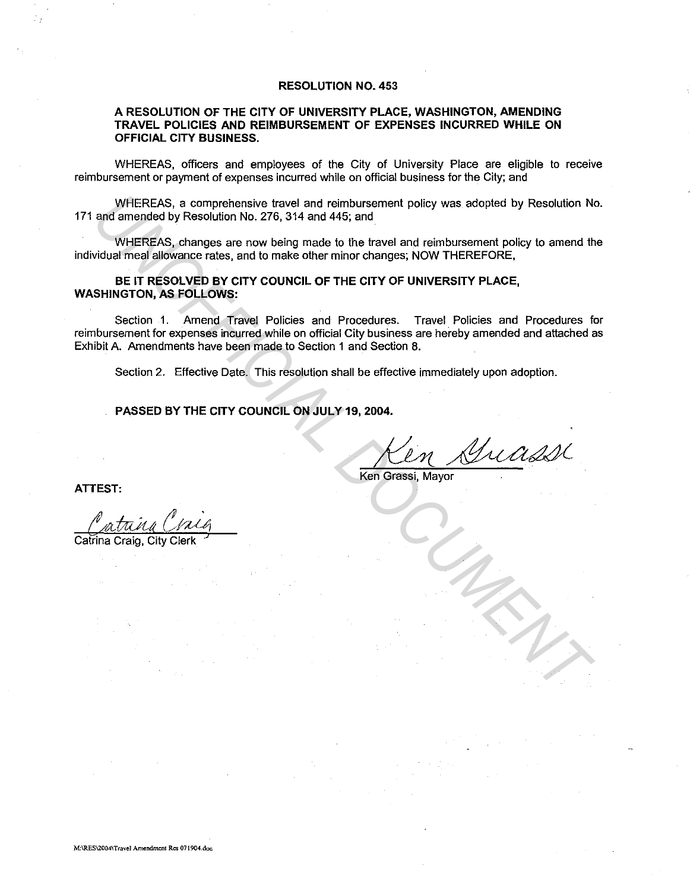# RESOLUTION NO. 453

## A RESOLUTION OF THE CITY OF UNIVERSITY PLACE, WASHINGTON, AMENDING TRAVEL POLICIES AND REIMBURSEMENT OF EXPENSES INCURRED WHILE ON OFFICIAL CITY BUSINESS.

WHEREAS, officers and employees of the City of University Place are eligible to receive reimbursement or payment of expenses incurred while on official business for the City; and

WHEREAS, a comprehensive travel and reimbursement policy was adopted by Resolution No. 171 and amended by Resolution No. 276, 314 and 445; and

WHEREAS, changes are now being made to the travel and reimbursement policy to amend the individual meal allowance rates, and to make other minor changes; NOW THEREFORE,

**BE IT RESOLVED BY CITY COUNCIL OF THE CITY OF UNIVERSITY PLACE, WASHINGTON, AS FOLLOWS:**

Section 1. Amend Travel Policies and Procedures. Travel Policies and Procedures for reimbursement for expenses incurred while on official City business are hereby amended and attached as Exhibit A. Amendments have been made to Section 1 and Section 8.

Section 2. Effective Date. This resolution shall be effective immediately upon adoption.

**PASSED BY THE CITY COUNCIL ON JULY 19, 2004.**

Ken Grassi, Mayor

**ATTEST:**

Catrina Craig, City Clerk

M:\RES\2004\Travel Amendment Res 071904.doc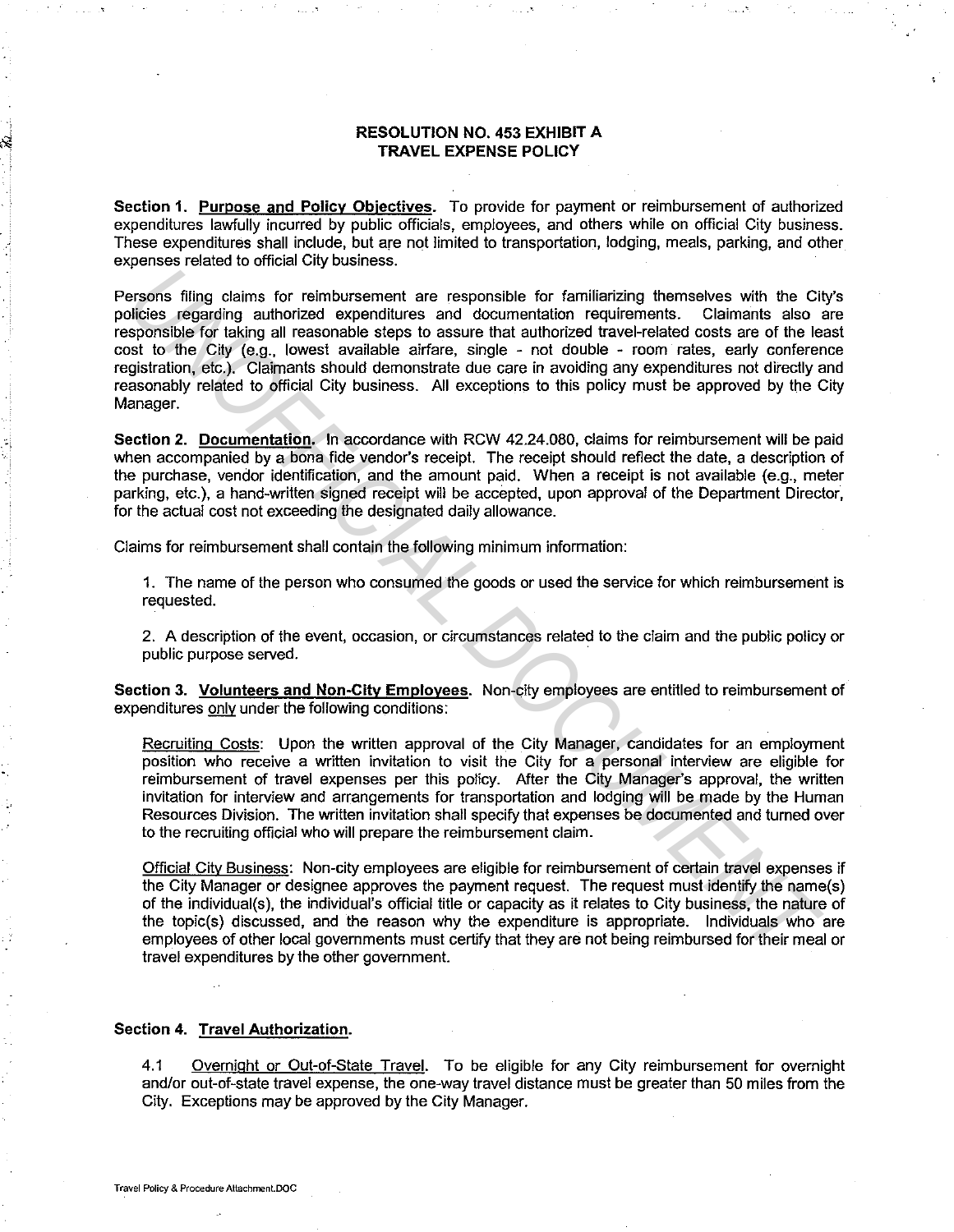# RESOLUTION NO. 453 EXHIBIT A
# TRAVEL EXPENSE POLICY

**Section 1. Purpose and Policy Objectives.** To provide for payment or reimbursement of authorized expenditures lawfully incurred by public officials, employees, and others while on official City business. These expenditures shall include, but are not limited to transportation, lodging, meals, parking, and other expenses related to official City business.

Persons filing claims for reimbursement are responsible for familiarizing themselves with the City's policies regarding authorized expenditures and documentation requirements. Claimants also are responsible for taking all reasonable steps to assure that authorized travel-related costs are of the least cost to the City (e.g., lowest available airfare, single - not double - room rates, early conference registration, etc.). Claimants should demonstrate due care in avoiding any expenditures not directly and reasonably related to official City business. All exceptions to this policy must be approved by the City Manager.

**Section 2. Documentation.** In accordance with RCW 42.24.080, claims for reimbursement will be paid when accompanied by a bona fide vendor's receipt. The receipt should reflect the date, a description of the purchase, vendor identification, and the amount paid. When a receipt is not available (e.g., meter parking, etc.), a hand-written signed receipt will be accepted, upon approval of the Department Director, for the actual cost not exceeding the designated daily allowance.

Claims for reimbursement shall contain the following minimum information:

1. The name of the person who consumed the goods or used the service for which reimbursement is requested.

2. A description of the event, occasion, or circumstances related to the claim and the public policy or public purpose served.

**Section 3. Volunteers and Non-City Employees.** Non-city employees are entitled to reimbursement of expenditures only under the following conditions:

Recruiting Costs: Upon the written approval of the City Manager, candidates for an employment position who receive a written invitation to visit the City for a personal interview are eligible for reimbursement of travel expenses per this policy. After the City Manager's approval, the written invitation for interview and arrangements for transportation and lodging will be made by the Human Resources Division. The written invitation shall specify that expenses be documented and turned over to the recruiting official who will prepare the reimbursement claim.

Official City Business: Non-city employees are eligible for reimbursement of certain travel expenses if the City Manager or designee approves the payment request. The request must identify the name(s) of the individual(s), the individual's official title or capacity as it relates to City business, the nature of the topic(s) discussed, and the reason why the expenditure is appropriate. Individuals who are employees of other local governments must certify that they are not being reimbursed for their meal or travel expenditures by the other government.

**Section 4. Travel Authorization.**

4.1 Overnight or Out-of-State Travel. To be eligible for any City reimbursement for overnight and/or out-of-state travel expense, the one-way travel distance must be greater than 50 miles from the City. Exceptions may be approved by the City Manager.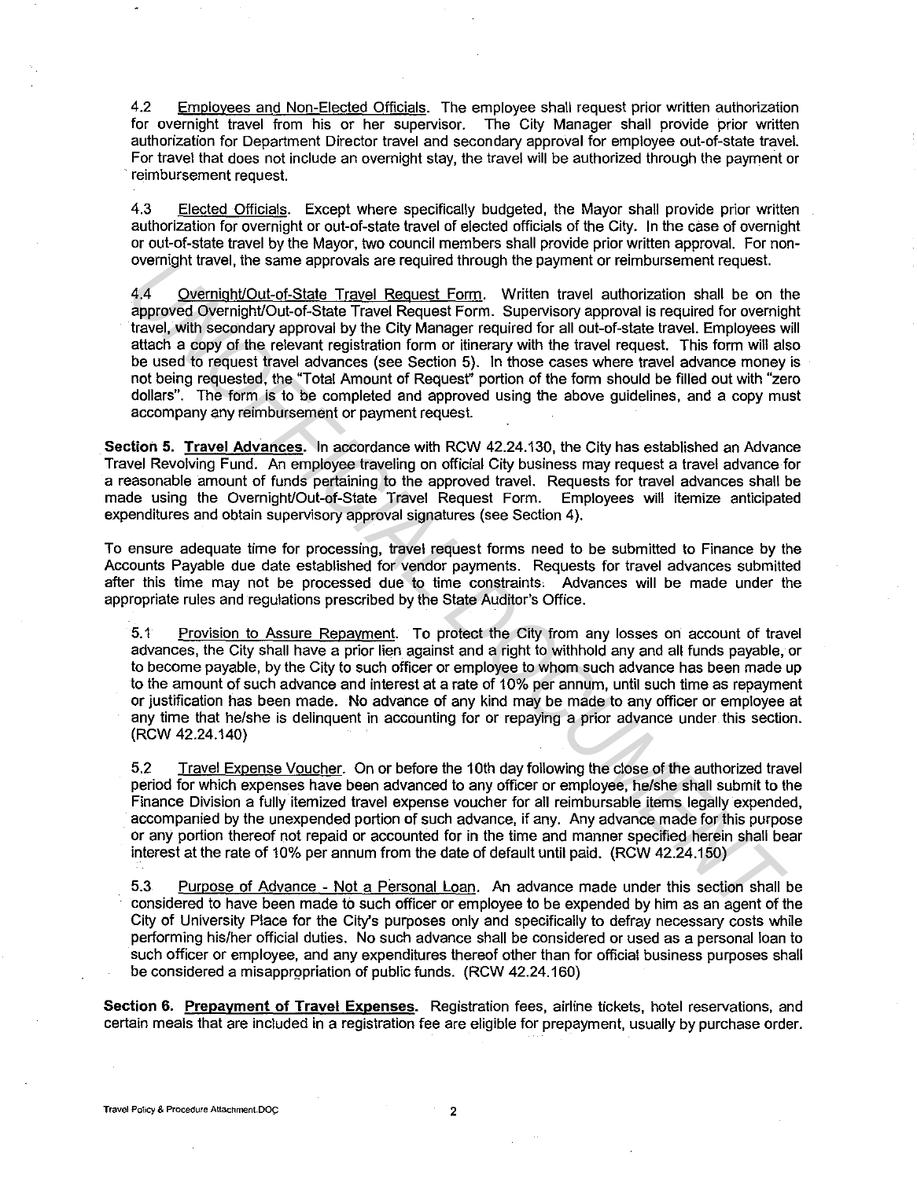4.2 Employees and Non-Elected Officials. The employee shall request prior written authorization for overnight travel from his or her supervisor. The City Manager shall provide prior written authorization for Department Director travel and secondary approval for employee out-of-state travel. For travel that does not include an overnight stay, the travel will be authorized through the payment or reimbursement request.

4.3 Elected Officials. Except where specifically budgeted, the Mayor shall provide prior written authorization for overnight or out-of-state travel of elected officials of the City. In the case of overnight or out-of-state travel by the Mayor, two council members shall provide prior written approval. For non-overnight travel, the same approvals are required through the payment or reimbursement request.

4.4 Overnight/Out-of-State Travel Request Form. Written travel authorization shall be on the approved Overnight/Out-of-State Travel Request Form. Supervisory approval is required for overnight travel, with secondary approval by the City Manager required for all out-of-state travel. Employees will attach a copy of the relevant registration form or itinerary with the travel request. This form will also be used to request travel advances (see Section 5). In those cases where travel advance money is not being requested, the "Total Amount of Request" portion of the form should be filled out with "zero dollars". The form is to be completed and approved using the above guidelines, and a copy must accompany any reimbursement or payment request.

**Section 5. Travel Advances.** In accordance with RCW 42.24.130, the City has established an Advance Travel Revolving Fund. An employee traveling on official City business may request a travel advance for a reasonable amount of funds pertaining to the approved travel. Requests for travel advances shall be made using the Overnight/Out-of-State Travel Request Form. Employees will itemize anticipated expenditures and obtain supervisory approval signatures (see Section 4).

To ensure adequate time for processing, travel request forms need to be submitted to Finance by the Accounts Payable due date established for vendor payments. Requests for travel advances submitted after this time may not be processed due to time constraints. Advances will be made under the appropriate rules and regulations prescribed by the State Auditor's Office.

5.1 Provision to Assure Repayment. To protect the City from any losses on account of travel advances, the City shall have a prior lien against and a right to withhold any and all funds payable, or to become payable, by the City to such officer or employee to whom such advance has been made up to the amount of such advance and interest at a rate of 10% per annum, until such time as repayment or justification has been made. No advance of any kind may be made to any officer or employee at any time that he/she is delinquent in accounting for or repaying a prior advance under this section. (RCW 42.24.140)

5.2 Travel Expense Voucher. On or before the 10th day following the close of the authorized travel period for which expenses have been advanced to any officer or employee, he/she shall submit to the Finance Division a fully itemized travel expense voucher for all reimbursable items legally expended, accompanied by the unexpended portion of such advance, if any. Any advance made for this purpose or any portion thereof not repaid or accounted for in the time and manner specified herein shall bear interest at the rate of 10% per annum from the date of default until paid. (RCW 42.24.150)

5.3 Purpose of Advance - Not a Personal Loan. An advance made under this section shall be considered to have been made to such officer or employee to be expended by him as an agent of the City of University Place for the City's purposes only and specifically to defray necessary costs while performing his/her official duties. No such advance shall be considered or used as a personal loan to such officer or employee, and any expenditures thereof other than for official business purposes shall be considered a misappropriation of public funds. (RCW 42.24.160)

**Section 6. Prepayment of Travel Expenses.** Registration fees, airline tickets, hotel reservations, and certain meals that are included in a registration fee are eligible for prepayment, usually by purchase order.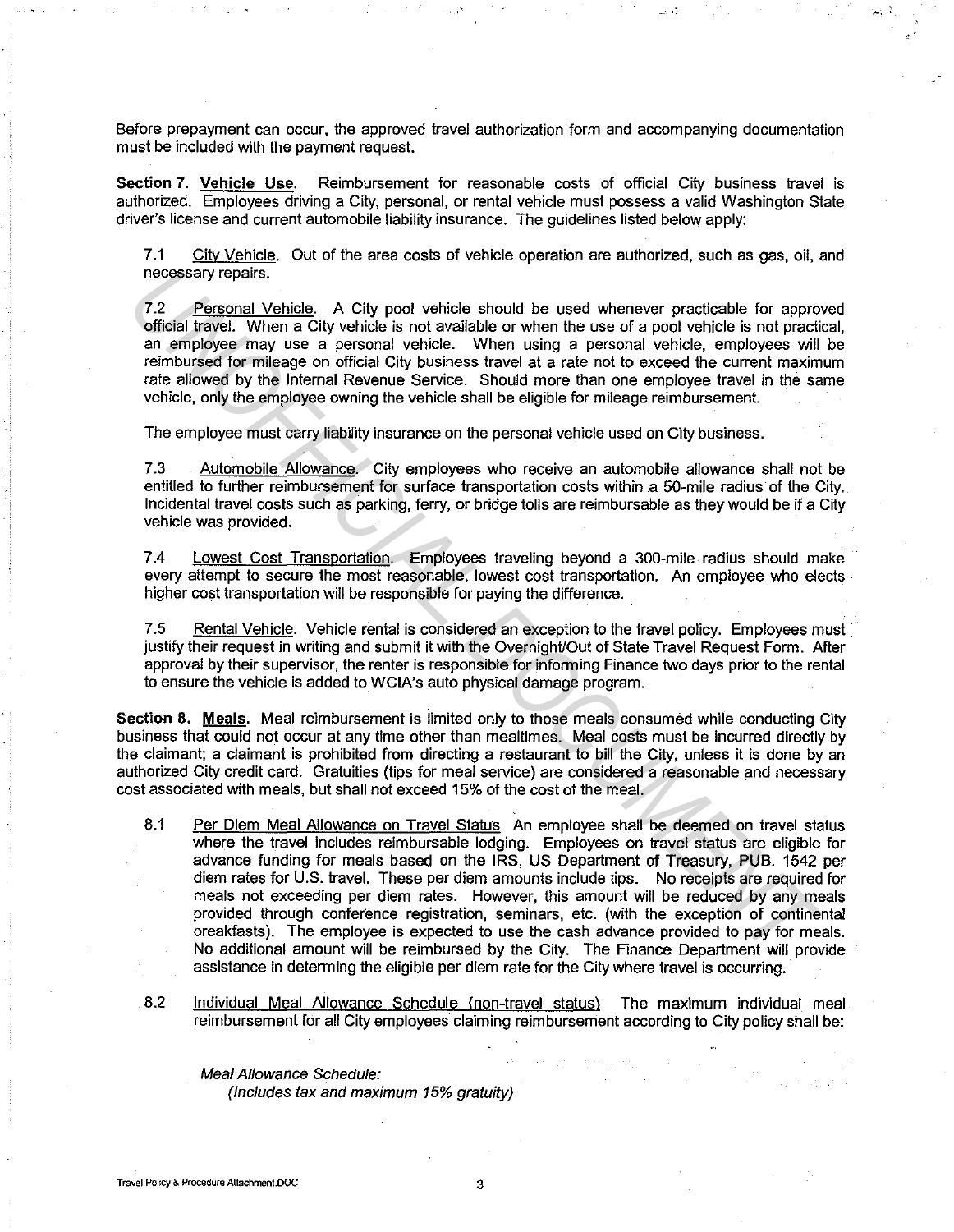Before prepayment can occur, the approved travel authorization form and accompanying documentation must be included with the payment request.

**Section 7. Vehicle Use.** Reimbursement for reasonable costs of official City business travel is authorized. Employees driving a City, personal, or rental vehicle must possess a valid Washington State driver's license and current automobile liability insurance. The guidelines listed below apply:

7.1 City Vehicle. Out of the area costs of vehicle operation are authorized, such as gas, oil, and necessary repairs.

7.2 Personal Vehicle. A City pool vehicle should be used whenever practicable for approved official travel. When a City vehicle is not available or when the use of a pool vehicle is not practical, an employee may use a personal vehicle. When using a personal vehicle, employees will be reimbursed for mileage on official City business travel at a rate not to exceed the current maximum rate allowed by the Internal Revenue Service. Should more than one employee travel in the same vehicle, only the employee owning the vehicle shall be eligible for mileage reimbursement.

The employee must carry liability insurance on the personal vehicle used on City business.

7.3 Automobile Allowance. City employees who receive an automobile allowance shall not be entitled to further reimbursement for surface transportation costs within a 50-mile radius of the City. Incidental travel costs such as parking, ferry, or bridge tolls are reimbursable as they would be if a City vehicle was provided.

7.4 Lowest Cost Transportation. Employees traveling beyond a 300-mile radius should make every attempt to secure the most reasonable, lowest cost transportation. An employee who elects higher cost transportation will be responsible for paying the difference.

7.5 Rental Vehicle. Vehicle rental is considered an exception to the travel policy. Employees must justify their request in writing and submit it with the Overnight/Out of State Travel Request Form. After approval by their supervisor, the renter is responsible for informing Finance two days prior to the rental to ensure the vehicle is added to WCIA's auto physical damage program.

**Section 8. Meals.** Meal reimbursement is limited only to those meals consumed while conducting City business that could not occur at any time other than mealtimes. Meal costs must be incurred directly by the claimant; a claimant is prohibited from directing a restaurant to bill the City, unless it is done by an authorized City credit card. Gratuities (tips for meal service) are considered a reasonable and necessary cost associated with meals, but shall not exceed 15% of the cost of the meal.

8.1 Per Diem Meal Allowance on Travel Status An employee shall be deemed on travel status where the travel includes reimbursable lodging. Employees on travel status are eligible for advance funding for meals based on the IRS, US Department of Treasury, PUB. 1542 per diem rates for U.S. travel. These per diem amounts include tips. No receipts are required for meals not exceeding per diem rates. However, this amount will be reduced by any meals provided through conference registration, seminars, etc. (with the exception of continental breakfasts). The employee is expected to use the cash advance provided to pay for meals. No additional amount will be reimbursed by the City. The Finance Department will provide assistance in determining the eligible per diem rate for the City where travel is occurring.

8.2 Individual Meal Allowance Schedule (non-travel status) The maximum individual meal reimbursement for all City employees claiming reimbursement according to City policy shall be:

*Meal Allowance Schedule:*
*(Includes tax and maximum 15% gratuity)*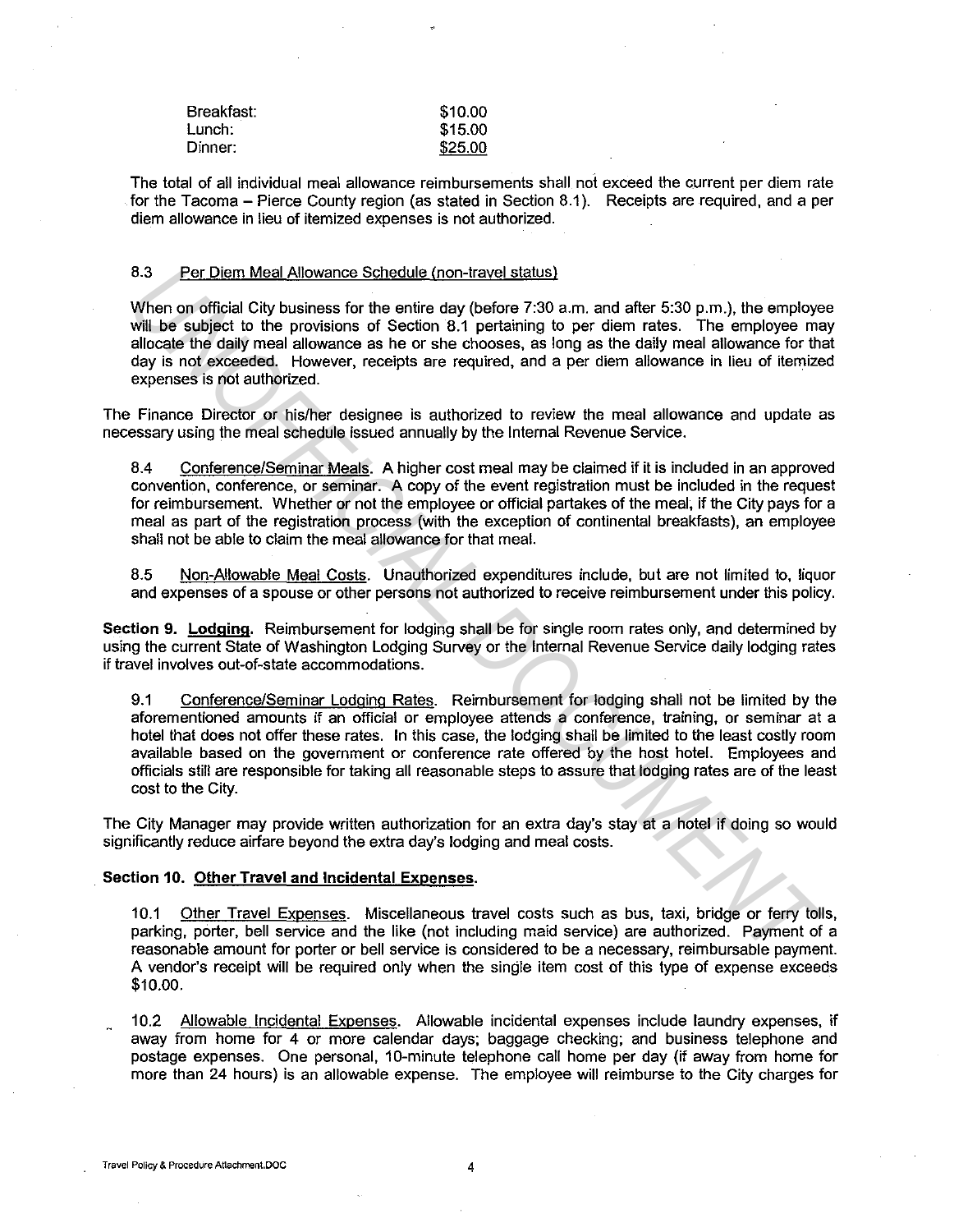| | |
|---|---|
| Breakfast: | $10.00 |
| Lunch: | $15.00 |
| Dinner: | $25.00 |

The total of all individual meal allowance reimbursements shall not exceed the current per diem rate for the Tacoma – Pierce County region (as stated in Section 8.1). Receipts are required, and a per diem allowance in lieu of itemized expenses is not authorized.

8.3 Per Diem Meal Allowance Schedule (non-travel status)

When on official City business for the entire day (before 7:30 a.m. and after 5:30 p.m.), the employee will be subject to the provisions of Section 8.1 pertaining to per diem rates. The employee may allocate the daily meal allowance as he or she chooses, as long as the daily meal allowance for that day is not exceeded. However, receipts are required, and a per diem allowance in lieu of itemized expenses is not authorized.

The Finance Director or his/her designee is authorized to review the meal allowance and update as necessary using the meal schedule issued annually by the Internal Revenue Service.

8.4 Conference/Seminar Meals. A higher cost meal may be claimed if it is included in an approved convention, conference, or seminar. A copy of the event registration must be included in the request for reimbursement. Whether or not the employee or official partakes of the meal, if the City pays for a meal as part of the registration process (with the exception of continental breakfasts), an employee shall not be able to claim the meal allowance for that meal.

8.5 Non-Allowable Meal Costs. Unauthorized expenditures include, but are not limited to, liquor and expenses of a spouse or other persons not authorized to receive reimbursement under this policy.

**Section 9. Lodging.** Reimbursement for lodging shall be for single room rates only, and determined by using the current State of Washington Lodging Survey or the Internal Revenue Service daily lodging rates if travel involves out-of-state accommodations.

9.1 Conference/Seminar Lodging Rates. Reimbursement for lodging shall not be limited by the aforementioned amounts if an official or employee attends a conference, training, or seminar at a hotel that does not offer these rates. In this case, the lodging shall be limited to the least costly room available based on the government or conference rate offered by the host hotel. Employees and officials still are responsible for taking all reasonable steps to assure that lodging rates are of the least cost to the City.

The City Manager may provide written authorization for an extra day's stay at a hotel if doing so would significantly reduce airfare beyond the extra day's lodging and meal costs.

**Section 10. Other Travel and Incidental Expenses.**

10.1 Other Travel Expenses. Miscellaneous travel costs such as bus, taxi, bridge or ferry tolls, parking, porter, bell service and the like (not including maid service) are authorized. Payment of a reasonable amount for porter or bell service is considered to be a necessary, reimbursable payment. A vendor's receipt will be required only when the single item cost of this type of expense exceeds $10.00.

10.2 Allowable Incidental Expenses. Allowable incidental expenses include laundry expenses, if away from home for 4 or more calendar days; baggage checking; and business telephone and postage expenses. One personal, 10-minute telephone call home per day (if away from home for more than 24 hours) is an allowable expense. The employee will reimburse to the City charges for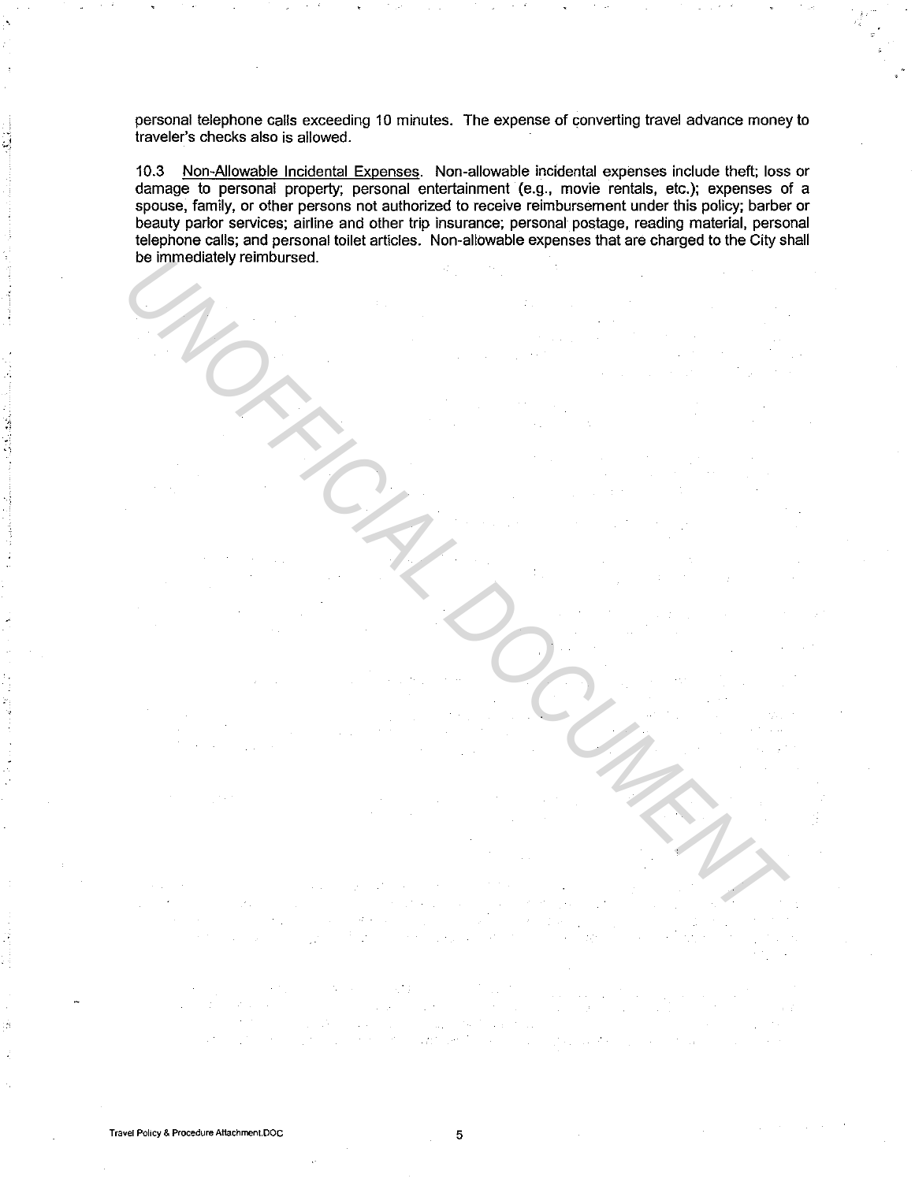personal telephone calls exceeding 10 minutes. The expense of converting travel advance money to traveler's checks also is allowed.

10.3 Non-Allowable Incidental Expenses. Non-allowable incidental expenses include theft; loss or damage to personal property; personal entertainment (e.g., movie rentals, etc.); expenses of a spouse, family, or other persons not authorized to receive reimbursement under this policy; barber or beauty parlor services; airline and other trip insurance; personal postage, reading material, personal telephone calls; and personal toilet articles. Non-allowable expenses that are charged to the City shall be immediately reimbursed.

UNOFFICIAL DOCUMENT